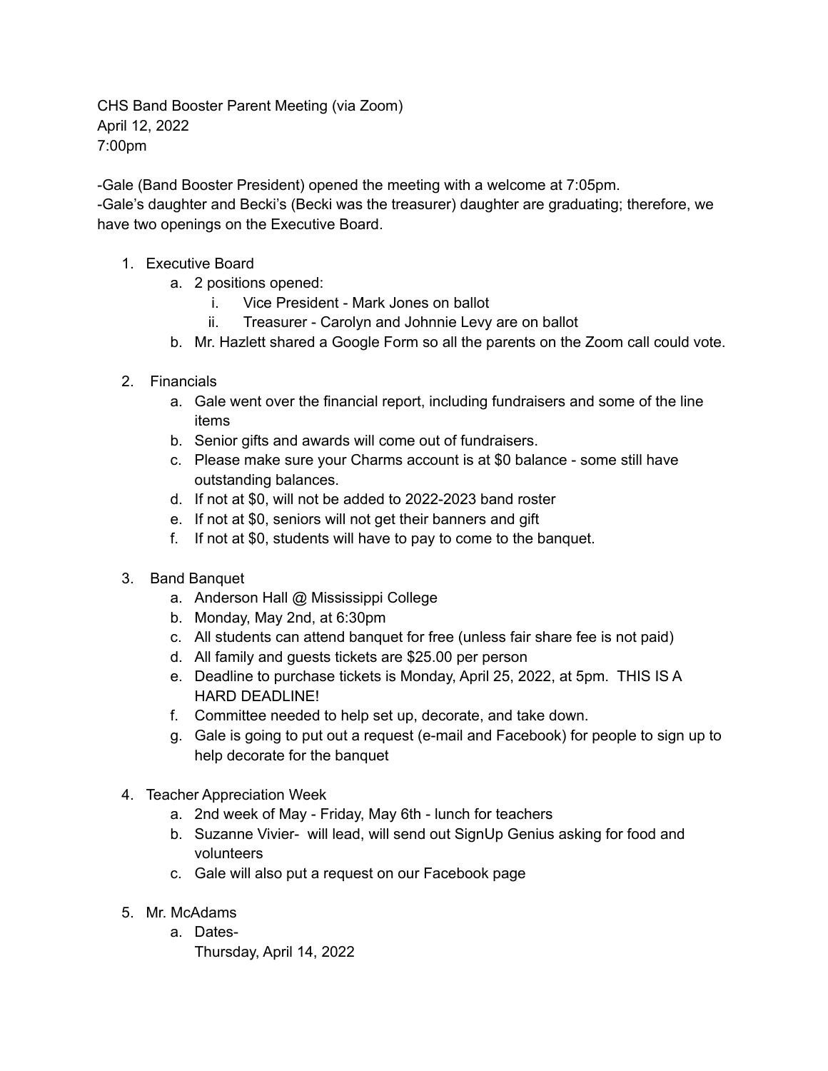CHS Band Booster Parent Meeting (via Zoom)
April 12, 2022
7:00pm

-Gale (Band Booster President) opened the meeting with a welcome at 7:05pm.
-Gale's daughter and Becki's (Becki was the treasurer) daughter are graduating; therefore, we have two openings on the Executive Board.

1. Executive Board
   a. 2 positions opened:
      i. Vice President - Mark Jones on ballot
      ii. Treasurer - Carolyn and Johnnie Levy are on ballot
   b. Mr. Hazlett shared a Google Form so all the parents on the Zoom call could vote.

2. Financials
   a. Gale went over the financial report, including fundraisers and some of the line items
   b. Senior gifts and awards will come out of fundraisers.
   c. Please make sure your Charms account is at $0 balance - some still have outstanding balances.
   d. If not at $0, will not be added to 2022-2023 band roster
   e. If not at $0, seniors will not get their banners and gift
   f. If not at $0, students will have to pay to come to the banquet.

3. Band Banquet
   a. Anderson Hall @ Mississippi College
   b. Monday, May 2nd, at 6:30pm
   c. All students can attend banquet for free (unless fair share fee is not paid)
   d. All family and guests tickets are $25.00 per person
   e. Deadline to purchase tickets is Monday, April 25, 2022, at 5pm. THIS IS A HARD DEADLINE!
   f. Committee needed to help set up, decorate, and take down.
   g. Gale is going to put out a request (e-mail and Facebook) for people to sign up to help decorate for the banquet

4. Teacher Appreciation Week
   a. 2nd week of May - Friday, May 6th - lunch for teachers
   b. Suzanne Vivier- will lead, will send out SignUp Genius asking for food and volunteers
   c. Gale will also put a request on our Facebook page

5. Mr. McAdams
   a. Dates-
      Thursday, April 14, 2022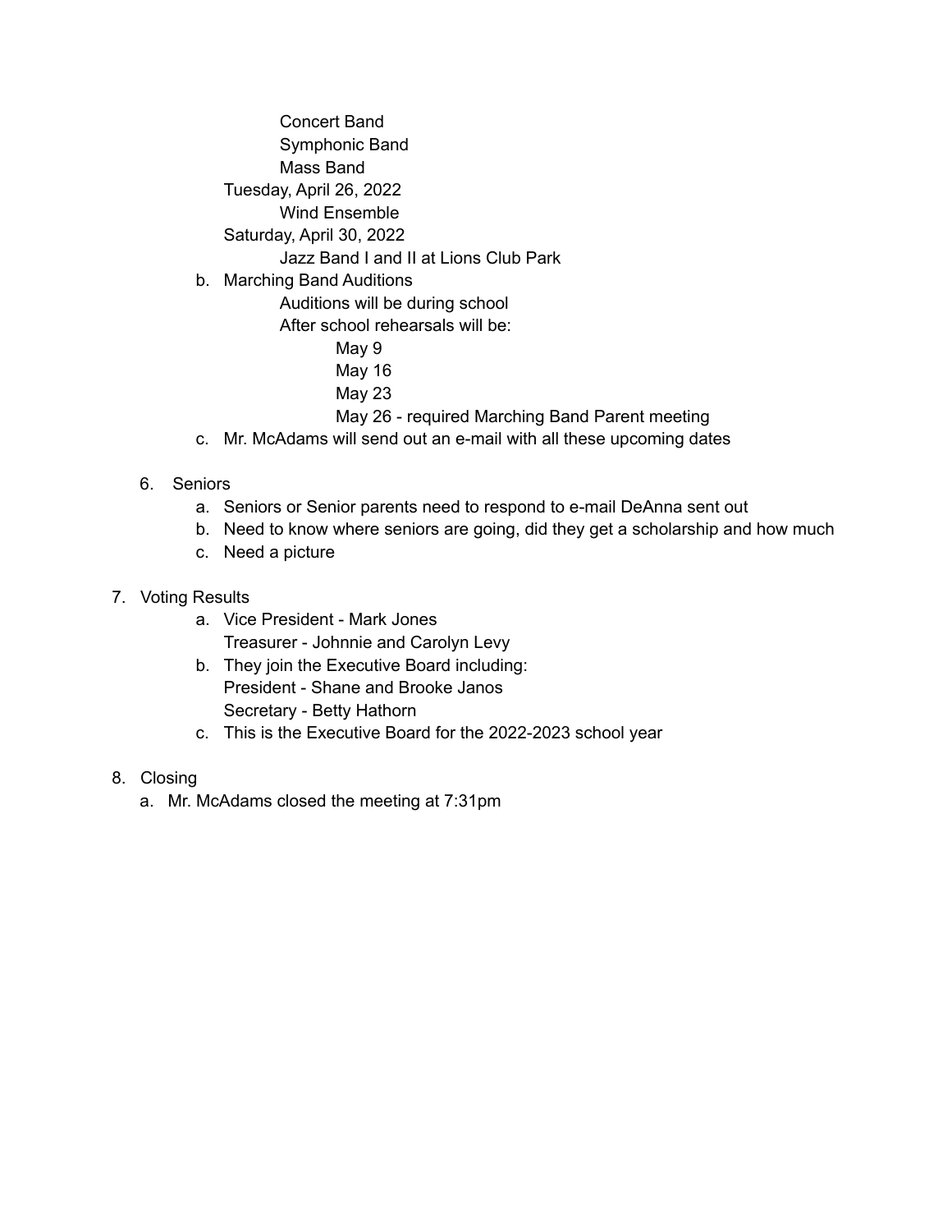- Concert Band
        - Symphonic Band
        - Mass Band
      - Tuesday, April 26, 2022
        - Wind Ensemble
      - Saturday, April 30, 2022
        - Jazz Band I and II at Lions Club Park
   b. Marching Band Auditions
      - Auditions will be during school
      - After school rehearsals will be:
        - May 9
        - May 16
        - May 23
        - May 26 - required Marching Band Parent meeting
   c. Mr. McAdams will send out an e-mail with all these upcoming dates

6. Seniors
   a. Seniors or Senior parents need to respond to e-mail DeAnna sent out
   b. Need to know where seniors are going, did they get a scholarship and how much
   c. Need a picture

7. Voting Results
   a. Vice President - Mark Jones
      Treasurer - Johnnie and Carolyn Levy
   b. They join the Executive Board including:
      President - Shane and Brooke Janos
      Secretary - Betty Hathorn
   c. This is the Executive Board for the 2022-2023 school year

8. Closing
   a. Mr. McAdams closed the meeting at 7:31pm